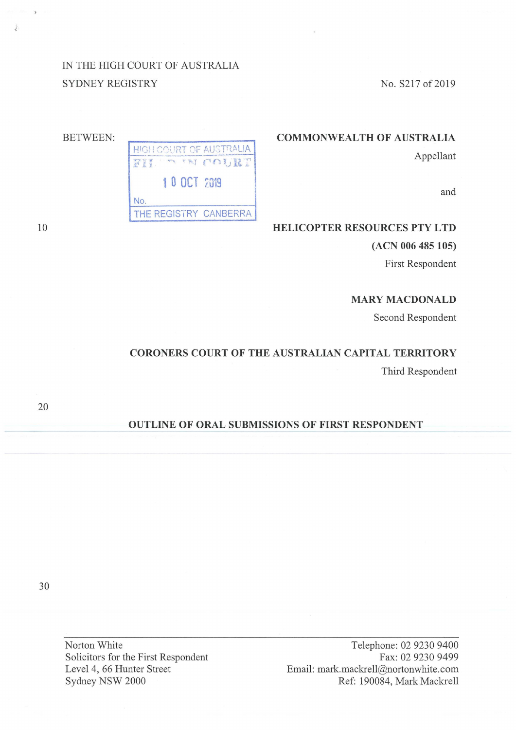IN THE HIGH COURT OF AUSTRALIA
SYDNEY REGISTRY

No. S217 of 2019

BETWEEN:

HIGH COURT OF AUSTRALIA
FILED IN COURT
10 OCT 2019
No.
THE REGISTRY CANBERRA

**COMMONWEALTH OF AUSTRALIA**
Appellant

and

**HELICOPTER RESOURCES PTY LTD**
**(ACN 006 485 105)**
First Respondent

**MARY MACDONALD**
Second Respondent

**CORONERS COURT OF THE AUSTRALIAN CAPITAL TERRITORY**
Third Respondent

## OUTLINE OF ORAL SUBMISSIONS OF FIRST RESPONDENT

---

Norton White
Solicitors for the First Respondent
Level 4, 66 Hunter Street
Sydney NSW 2000

Telephone: 02 9230 9400
Fax: 02 9230 9499
Email: mark.mackrell@nortonwhite.com
Ref: 190084, Mark Mackrell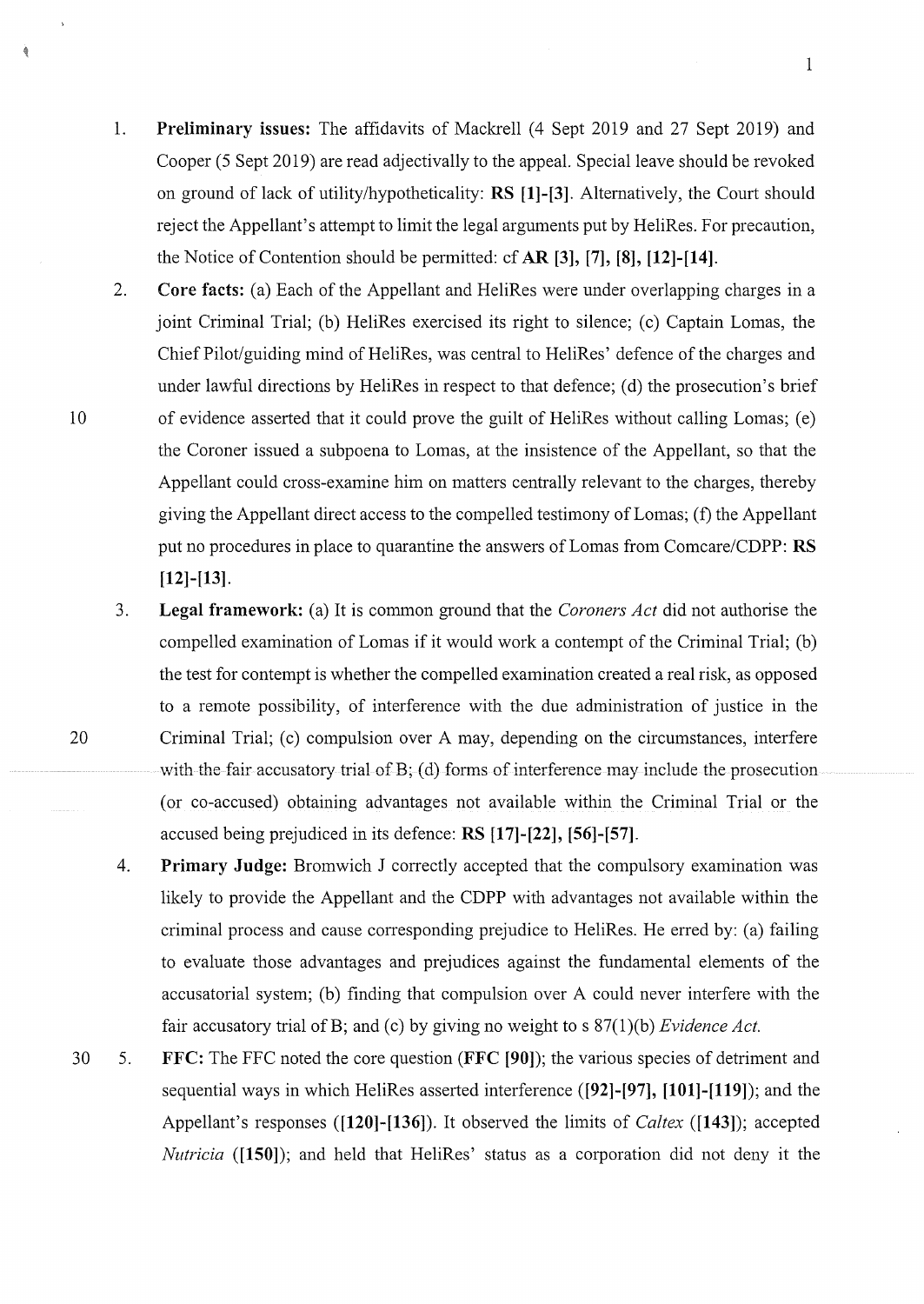1. **Preliminary issues:** The affidavits of Mackrell (4 Sept 2019 and 27 Sept 2019) and Cooper (5 Sept 2019) are read adjectivally to the appeal. Special leave should be revoked on ground of lack of utility/hypotheticality: **RS [1]-[3]**. Alternatively, the Court should reject the Appellant's attempt to limit the legal arguments put by HeliRes. For precaution, the Notice of Contention should be permitted: cf **AR [3], [7], [8], [12]-[14]**.

2. **Core facts:** (a) Each of the Appellant and HeliRes were under overlapping charges in a joint Criminal Trial; (b) HeliRes exercised its right to silence; (c) Captain Lomas, the Chief Pilot/guiding mind of HeliRes, was central to HeliRes' defence of the charges and under lawful directions by HeliRes in respect to that defence; (d) the prosecution's brief of evidence asserted that it could prove the guilt of HeliRes without calling Lomas; (e) the Coroner issued a subpoena to Lomas, at the insistence of the Appellant, so that the Appellant could cross-examine him on matters centrally relevant to the charges, thereby giving the Appellant direct access to the compelled testimony of Lomas; (f) the Appellant put no procedures in place to quarantine the answers of Lomas from Comcare/CDPP: **RS [12]-[13]**.

3. **Legal framework:** (a) It is common ground that the *Coroners Act* did not authorise the compelled examination of Lomas if it would work a contempt of the Criminal Trial; (b) the test for contempt is whether the compelled examination created a real risk, as opposed to a remote possibility, of interference with the due administration of justice in the Criminal Trial; (c) compulsion over A may, depending on the circumstances, interfere with the fair accusatory trial of B; (d) forms of interference may include the prosecution (or co-accused) obtaining advantages not available within the Criminal Trial or the accused being prejudiced in its defence: **RS [17]-[22], [56]-[57]**.

4. **Primary Judge:** Bromwich J correctly accepted that the compulsory examination was likely to provide the Appellant and the CDPP with advantages not available within the criminal process and cause corresponding prejudice to HeliRes. He erred by: (a) failing to evaluate those advantages and prejudices against the fundamental elements of the accusatorial system; (b) finding that compulsion over A could never interfere with the fair accusatory trial of B; and (c) by giving no weight to s 87(1)(b) *Evidence Act.*

5. **FFC:** The FFC noted the core question (**FFC [90]**); the various species of detriment and sequential ways in which HeliRes asserted interference (**[92]-[97], [101]-[119]**); and the Appellant's responses (**[120]-[136]**). It observed the limits of *Caltex* (**[143]**); accepted *Nutricia* (**[150]**); and held that HeliRes' status as a corporation did not deny it the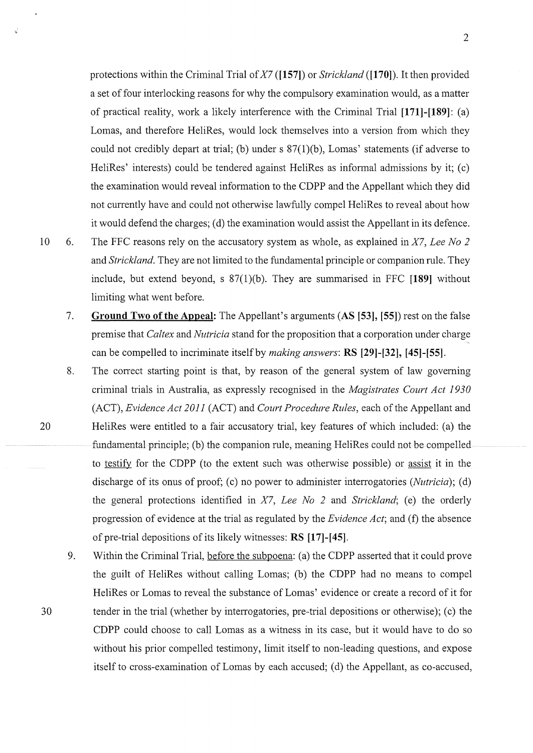protections within the Criminal Trial of *X7* (**[157]**) or *Strickland* (**[170]**). It then provided a set of four interlocking reasons for why the compulsory examination would, as a matter of practical reality, work a likely interference with the Criminal Trial **[171]-[189]**: (a) Lomas, and therefore HeliRes, would lock themselves into a version from which they could not credibly depart at trial; (b) under s 87(1)(b), Lomas' statements (if adverse to HeliRes' interests) could be tendered against HeliRes as informal admissions by it; (c) the examination would reveal information to the CDPP and the Appellant which they did not currently have and could not otherwise lawfully compel HeliRes to reveal about how it would defend the charges; (d) the examination would assist the Appellant in its defence.

6. The FFC reasons rely on the accusatory system as whole, as explained in *X7*, *Lee No 2* and *Strickland*. They are not limited to the fundamental principle or companion rule. They include, but extend beyond, s 87(1)(b). They are summarised in FFC **[189]** without limiting what went before.

7. **Ground Two of the Appeal:** The Appellant's arguments (**AS [53], [55]**) rest on the false premise that *Caltex* and *Nutricia* stand for the proposition that a corporation under charge can be compelled to incriminate itself by *making answers*: **RS [29]-[32], [45]-[55]**.

8. The correct starting point is that, by reason of the general system of law governing criminal trials in Australia, as expressly recognised in the *Magistrates Court Act 1930* (ACT), *Evidence Act 2011* (ACT) and *Court Procedure Rules*, each of the Appellant and HeliRes were entitled to a fair accusatory trial, key features of which included: (a) the fundamental principle; (b) the companion rule, meaning HeliRes could not be compelled to <u>testify</u> for the CDPP (to the extent such was otherwise possible) or <u>assist</u> it in the discharge of its onus of proof; (c) no power to administer interrogatories (*Nutricia*); (d) the general protections identified in *X7*, *Lee No 2* and *Strickland*; (e) the orderly progression of evidence at the trial as regulated by the *Evidence Act*; and (f) the absence of pre-trial depositions of its likely witnesses: **RS [17]-[45]**.

9. Within the Criminal Trial, <u>before the subpoena</u>: (a) the CDPP asserted that it could prove the guilt of HeliRes without calling Lomas; (b) the CDPP had no means to compel HeliRes or Lomas to reveal the substance of Lomas' evidence or create a record of it for tender in the trial (whether by interrogatories, pre-trial depositions or otherwise); (c) the CDPP could choose to call Lomas as a witness in its case, but it would have to do so without his prior compelled testimony, limit itself to non-leading questions, and expose itself to cross-examination of Lomas by each accused; (d) the Appellant, as co-accused,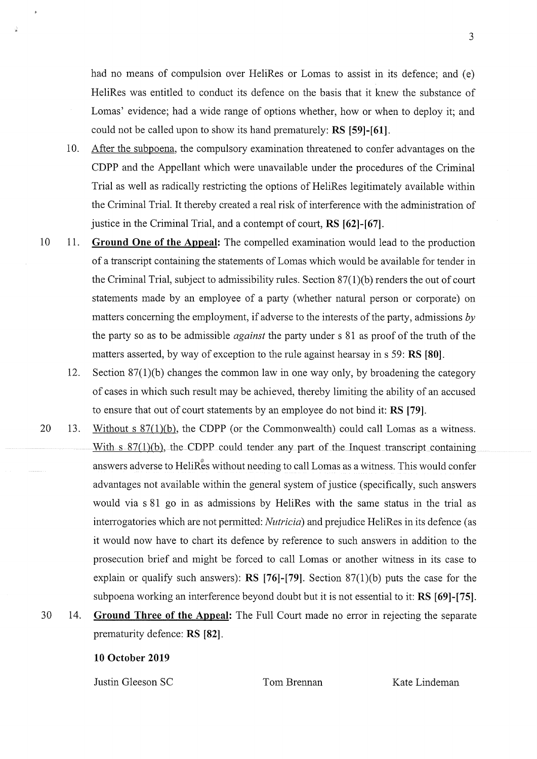had no means of compulsion over HeliRes or Lomas to assist in its defence; and (e) HeliRes was entitled to conduct its defence on the basis that it knew the substance of Lomas' evidence; had a wide range of options whether, how or when to deploy it; and could not be called upon to show its hand prematurely: **RS [59]-[61]**.

10. After the subpoena, the compulsory examination threatened to confer advantages on the CDPP and the Appellant which were unavailable under the procedures of the Criminal Trial as well as radically restricting the options of HeliRes legitimately available within the Criminal Trial. It thereby created a real risk of interference with the administration of justice in the Criminal Trial, and a contempt of court, **RS [62]-[67]**.

11. **Ground One of the Appeal:** The compelled examination would lead to the production of a transcript containing the statements of Lomas which would be available for tender in the Criminal Trial, subject to admissibility rules. Section 87(1)(b) renders the out of court statements made by an employee of a party (whether natural person or corporate) on matters concerning the employment, if adverse to the interests of the party, admissions *by* the party so as to be admissible *against* the party under s 81 as proof of the truth of the matters asserted, by way of exception to the rule against hearsay in s 59: **RS [80]**.

12. Section 87(1)(b) changes the common law in one way only, by broadening the category of cases in which such result may be achieved, thereby limiting the ability of an accused to ensure that out of court statements by an employee do not bind it: **RS [79]**.

13. Without s 87(1)(b), the CDPP (or the Commonwealth) could call Lomas as a witness. With s 87(1)(b), the CDPP could tender any part of the Inquest transcript containing answers adverse to HeliRes without needing to call Lomas as a witness. This would confer advantages not available within the general system of justice (specifically, such answers would via s 81 go in as admissions by HeliRes with the same status in the trial as interrogatories which are not permitted: *Nutricia*) and prejudice HeliRes in its defence (as it would now have to chart its defence by reference to such answers in addition to the prosecution brief and might be forced to call Lomas or another witness in its case to explain or qualify such answers): **RS [76]-[79]**. Section 87(1)(b) puts the case for the subpoena working an interference beyond doubt but it is not essential to it: **RS [69]-[75]**.

14. **Ground Three of the Appeal:** The Full Court made no error in rejecting the separate prematurity defence: **RS [82]**.

**10 October 2019**

Justin Gleeson SC　　　　Tom Brennan　　　　Kate Lindeman